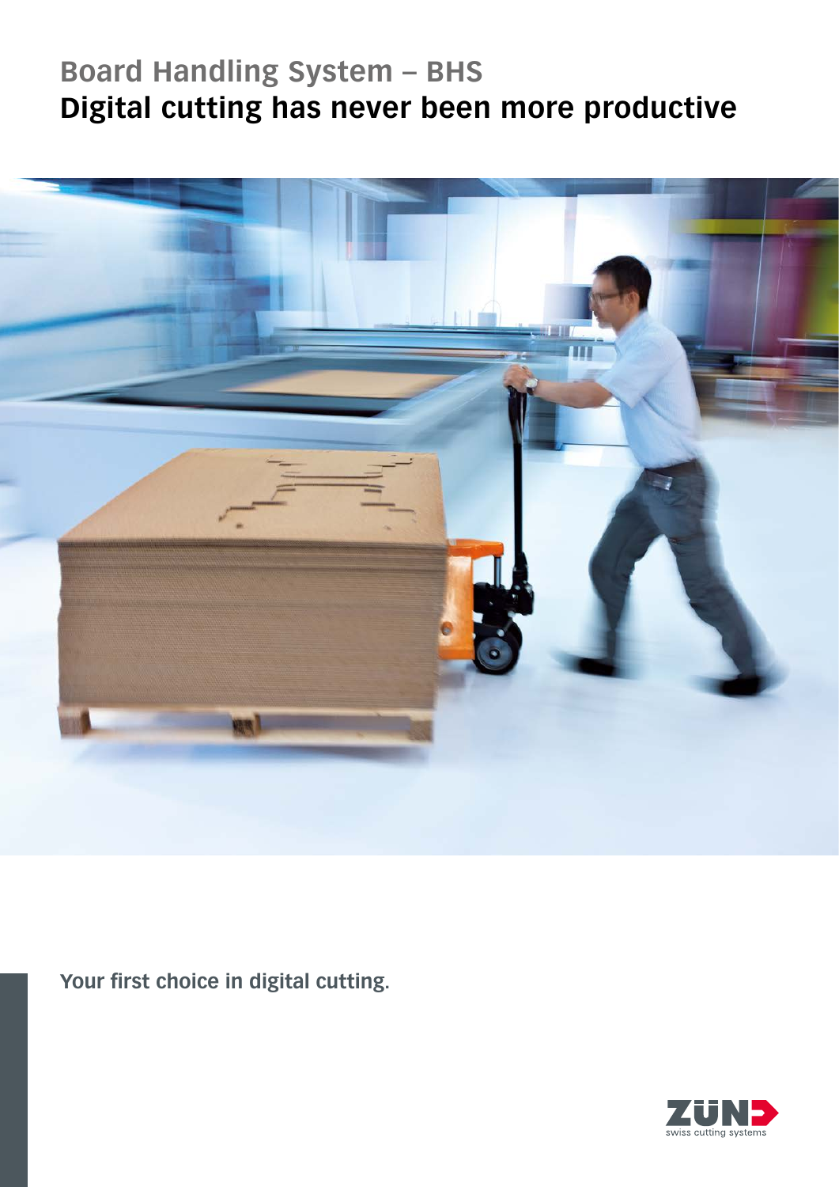# Board Handling System – BHS
# Digital cutting has never been more productive

**Your first choice in digital cutting.**

ZÜND
swiss cutting systems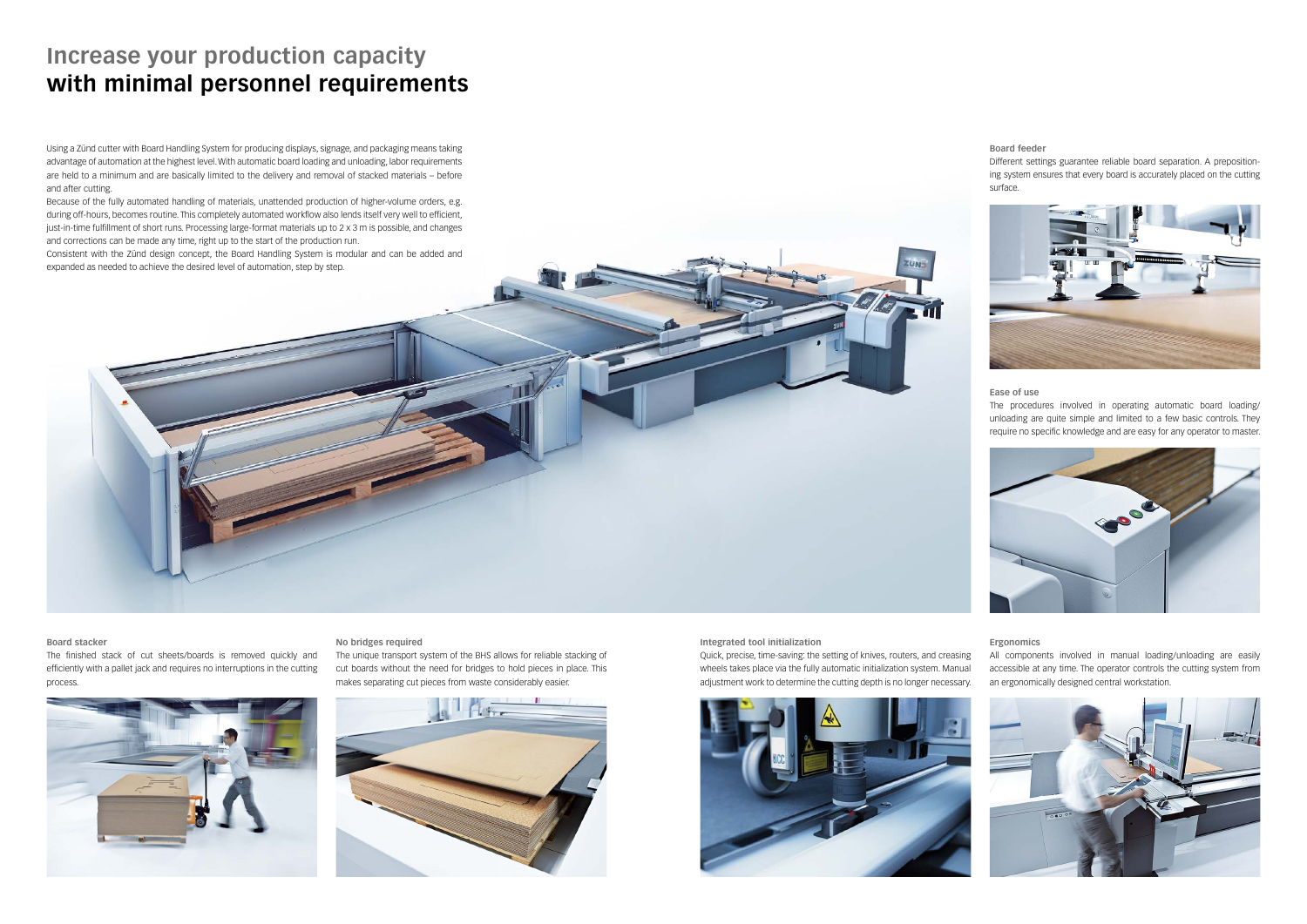# Increase your production capacity
## with minimal personnel requirements

Using a Zünd cutter with Board Handling System for producing displays, signage, and packaging means taking advantage of automation at the highest level. With automatic board loading and unloading, labor requirements are held to a minimum and are basically limited to the delivery and removal of stacked materials – before and after cutting.

Because of the fully automated handling of materials, unattended production of higher-volume orders, e.g. during off-hours, becomes routine. This completely automated workflow also lends itself very well to efficient, just-in-time fulfillment of short runs. Processing large-format materials up to 2 x 3 m is possible, and changes and corrections can be made any time, right up to the start of the production run.

Consistent with the Zünd design concept, the Board Handling System is modular and can be added and expanded as needed to achieve the desired level of automation, step by step.

**Board feeder**

Different settings guarantee reliable board separation. A prepositioning system ensures that every board is accurately placed on the cutting surface.

**Ease of use**

The procedures involved in operating automatic board loading/unloading are quite simple and limited to a few basic controls. They require no specific knowledge and are easy for any operator to master.

**Board stacker**

The finished stack of cut sheets/boards is removed quickly and efficiently with a pallet jack and requires no interruptions in the cutting process.

**No bridges required**

The unique transport system of the BHS allows for reliable stacking of cut boards without the need for bridges to hold pieces in place. This makes separating cut pieces from waste considerably easier.

**Integrated tool initialization**

Quick, precise, time-saving: the setting of knives, routers, and creasing wheels takes place via the fully automatic initialization system. Manual adjustment work to determine the cutting depth is no longer necessary.

**Ergonomics**

All components involved in manual loading/unloading are easily accessible at any time. The operator controls the cutting system from an ergonomically designed central workstation.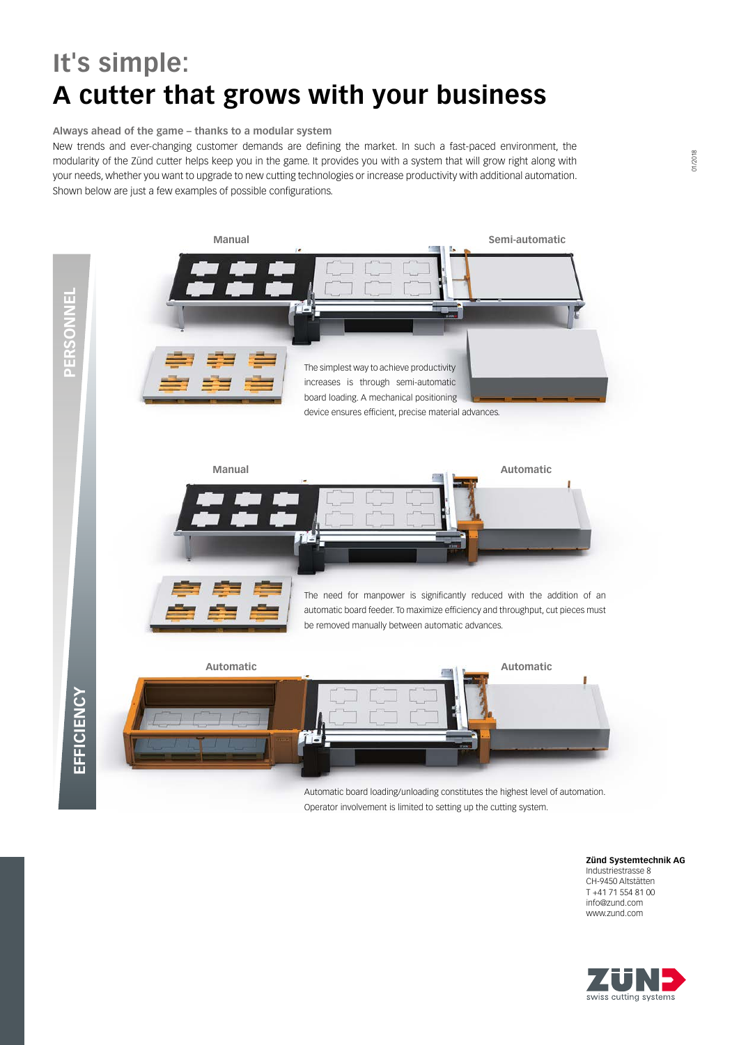# It's simple:
# A cutter that grows with your business

**Always ahead of the game – thanks to a modular system**

New trends and ever-changing customer demands are defining the market. In such a fast-paced environment, the modularity of the Zünd cutter helps keep you in the game. It provides you with a system that will grow right along with your needs, whether you want to upgrade to new cutting technologies or increase productivity with additional automation. Shown below are just a few examples of possible configurations.

PERSONNEL

EFFICIENCY

Manual

Semi-automatic

The simplest way to achieve productivity increases is through semi-automatic board loading. A mechanical positioning device ensures efficient, precise material advances.

Manual

Automatic

The need for manpower is significantly reduced with the addition of an automatic board feeder. To maximize efficiency and throughput, cut pieces must be removed manually between automatic advances.

Automatic

Automatic

Automatic board loading/unloading constitutes the highest level of automation. Operator involvement is limited to setting up the cutting system.

**Zünd Systemtechnik AG**
Industriestrasse 8
CH-9450 Altstätten
T +41 71 554 81 00
info@zund.com
www.zund.com

ZÜND swiss cutting systems